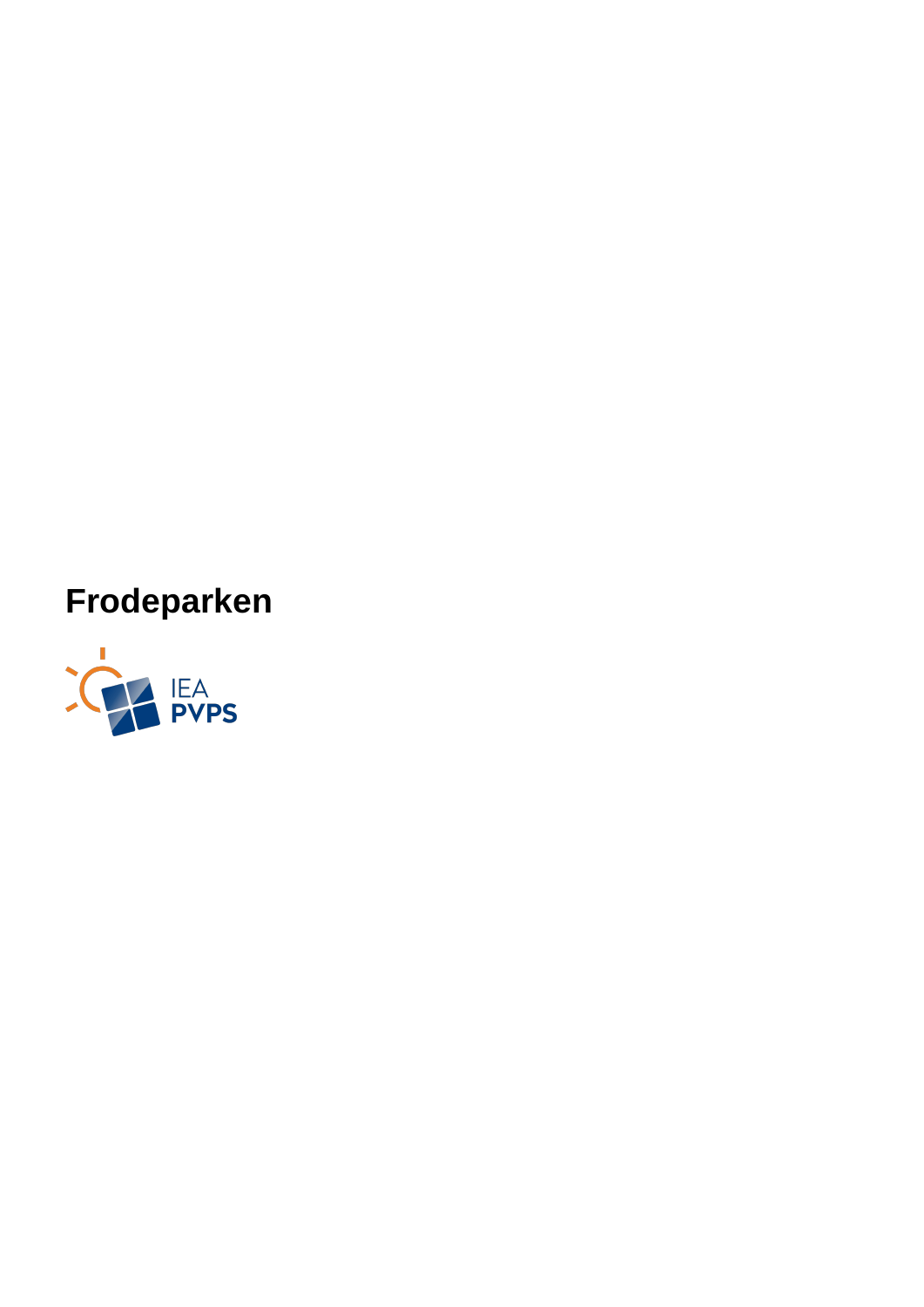# Frodeparken

IEA PVPS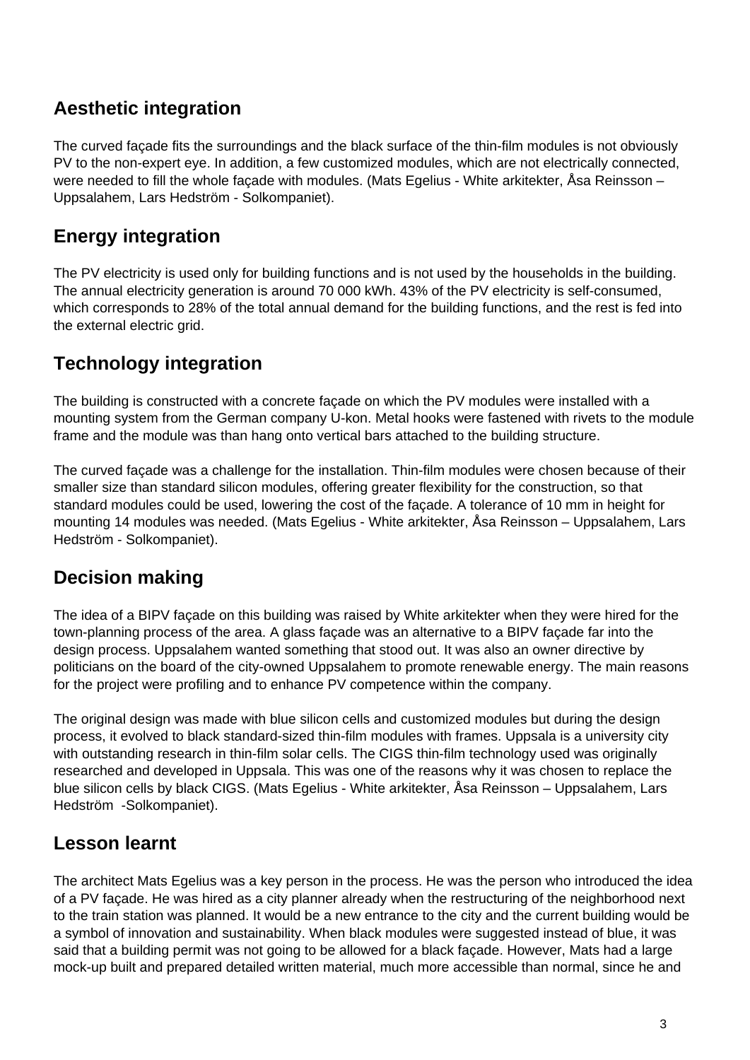## Aesthetic integration

The curved façade fits the surroundings and the black surface of the thin-film modules is not obviously PV to the non-expert eye. In addition, a few customized modules, which are not electrically connected, were needed to fill the whole façade with modules. (Mats Egelius - White arkitekter, Åsa Reinsson – Uppsalahem, Lars Hedström - Solkompaniet).

## Energy integration

The PV electricity is used only for building functions and is not used by the households in the building. The annual electricity generation is around 70 000 kWh. 43% of the PV electricity is self-consumed, which corresponds to 28% of the total annual demand for the building functions, and the rest is fed into the external electric grid.

## Technology integration

The building is constructed with a concrete façade on which the PV modules were installed with a mounting system from the German company U-kon. Metal hooks were fastened with rivets to the module frame and the module was than hang onto vertical bars attached to the building structure.

The curved façade was a challenge for the installation. Thin-film modules were chosen because of their smaller size than standard silicon modules, offering greater flexibility for the construction, so that standard modules could be used, lowering the cost of the façade. A tolerance of 10 mm in height for mounting 14 modules was needed. (Mats Egelius - White arkitekter, Åsa Reinsson – Uppsalahem, Lars Hedström - Solkompaniet).

## Decision making

The idea of a BIPV façade on this building was raised by White arkitekter when they were hired for the town-planning process of the area. A glass façade was an alternative to a BIPV façade far into the design process. Uppsalahem wanted something that stood out. It was also an owner directive by politicians on the board of the city-owned Uppsalahem to promote renewable energy. The main reasons for the project were profiling and to enhance PV competence within the company.

The original design was made with blue silicon cells and customized modules but during the design process, it evolved to black standard-sized thin-film modules with frames. Uppsala is a university city with outstanding research in thin-film solar cells. The CIGS thin-film technology used was originally researched and developed in Uppsala. This was one of the reasons why it was chosen to replace the blue silicon cells by black CIGS. (Mats Egelius - White arkitekter, Åsa Reinsson – Uppsalahem, Lars Hedström -Solkompaniet).

## Lesson learnt

The architect Mats Egelius was a key person in the process. He was the person who introduced the idea of a PV façade. He was hired as a city planner already when the restructuring of the neighborhood next to the train station was planned. It would be a new entrance to the city and the current building would be a symbol of innovation and sustainability. When black modules were suggested instead of blue, it was said that a building permit was not going to be allowed for a black façade. However, Mats had a large mock-up built and prepared detailed written material, much more accessible than normal, since he and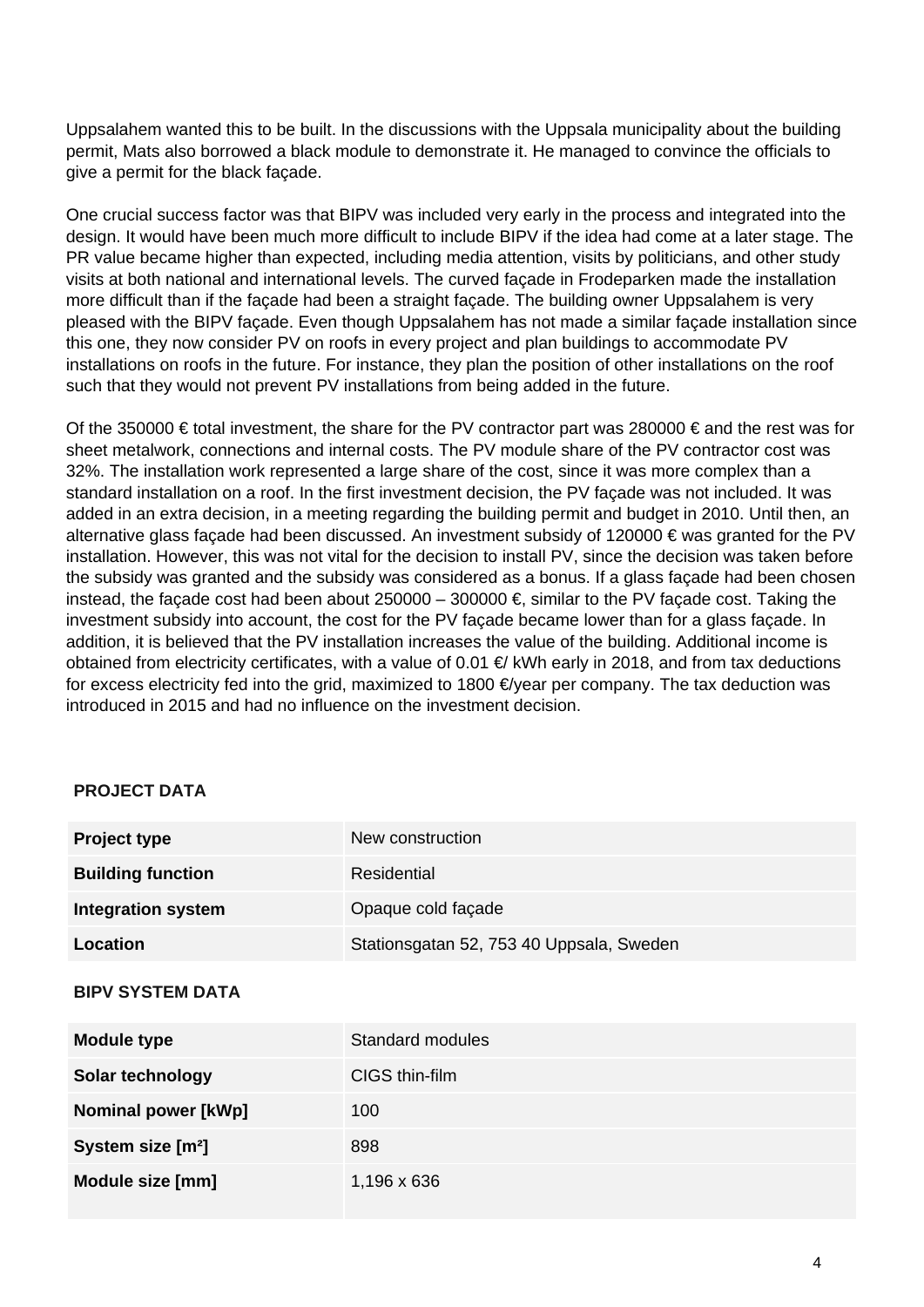Uppsalahem wanted this to be built. In the discussions with the Uppsala municipality about the building permit, Mats also borrowed a black module to demonstrate it. He managed to convince the officials to give a permit for the black façade.

One crucial success factor was that BIPV was included very early in the process and integrated into the design. It would have been much more difficult to include BIPV if the idea had come at a later stage. The PR value became higher than expected, including media attention, visits by politicians, and other study visits at both national and international levels. The curved façade in Frodeparken made the installation more difficult than if the façade had been a straight façade. The building owner Uppsalahem is very pleased with the BIPV façade. Even though Uppsalahem has not made a similar façade installation since this one, they now consider PV on roofs in every project and plan buildings to accommodate PV installations on roofs in the future. For instance, they plan the position of other installations on the roof such that they would not prevent PV installations from being added in the future.

Of the 350000 € total investment, the share for the PV contractor part was 280000 € and the rest was for sheet metalwork, connections and internal costs. The PV module share of the PV contractor cost was 32%. The installation work represented a large share of the cost, since it was more complex than a standard installation on a roof. In the first investment decision, the PV façade was not included. It was added in an extra decision, in a meeting regarding the building permit and budget in 2010. Until then, an alternative glass façade had been discussed. An investment subsidy of 120000 € was granted for the PV installation. However, this was not vital for the decision to install PV, since the decision was taken before the subsidy was granted and the subsidy was considered as a bonus. If a glass façade had been chosen instead, the façade cost had been about 250000 – 300000 €, similar to the PV façade cost. Taking the investment subsidy into account, the cost for the PV façade became lower than for a glass façade. In addition, it is believed that the PV installation increases the value of the building. Additional income is obtained from electricity certificates, with a value of 0.01 €/ kWh early in 2018, and from tax deductions for excess electricity fed into the grid, maximized to 1800 €/year per company. The tax deduction was introduced in 2015 and had no influence on the investment decision.

**PROJECT DATA**

| | |
|---|---|
| **Project type** | New construction |
| **Building function** | Residential |
| **Integration system** | Opaque cold façade |
| **Location** | Stationsgatan 52, 753 40 Uppsala, Sweden |

**BIPV SYSTEM DATA**

| | |
|---|---|
| **Module type** | Standard modules |
| **Solar technology** | CIGS thin-film |
| **Nominal power [kWp]** | 100 |
| **System size [m²]** | 898 |
| **Module size [mm]** | 1,196 x 636 |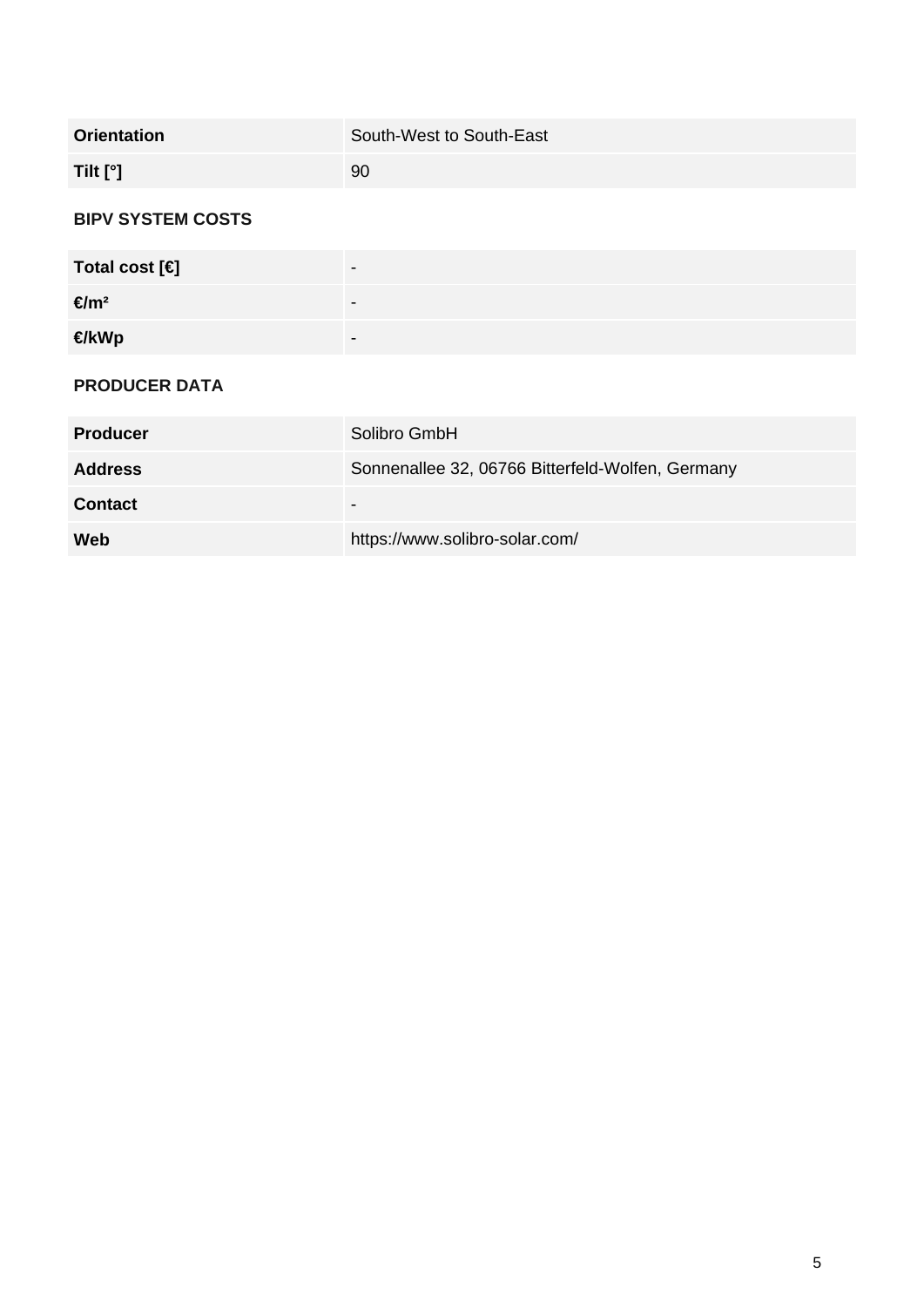| | |
|---|---|
| **Orientation** | South-West to South-East |
| **Tilt [°]** | 90 |

### BIPV SYSTEM COSTS

| | |
|---|---|
| **Total cost [€]** | - |
| **€/m²** | - |
| **€/kWp** | - |

### PRODUCER DATA

| | |
|---|---|
| **Producer** | Solibro GmbH |
| **Address** | Sonnenallee 32, 06766 Bitterfeld-Wolfen, Germany |
| **Contact** | - |
| **Web** | https://www.solibro-solar.com/ |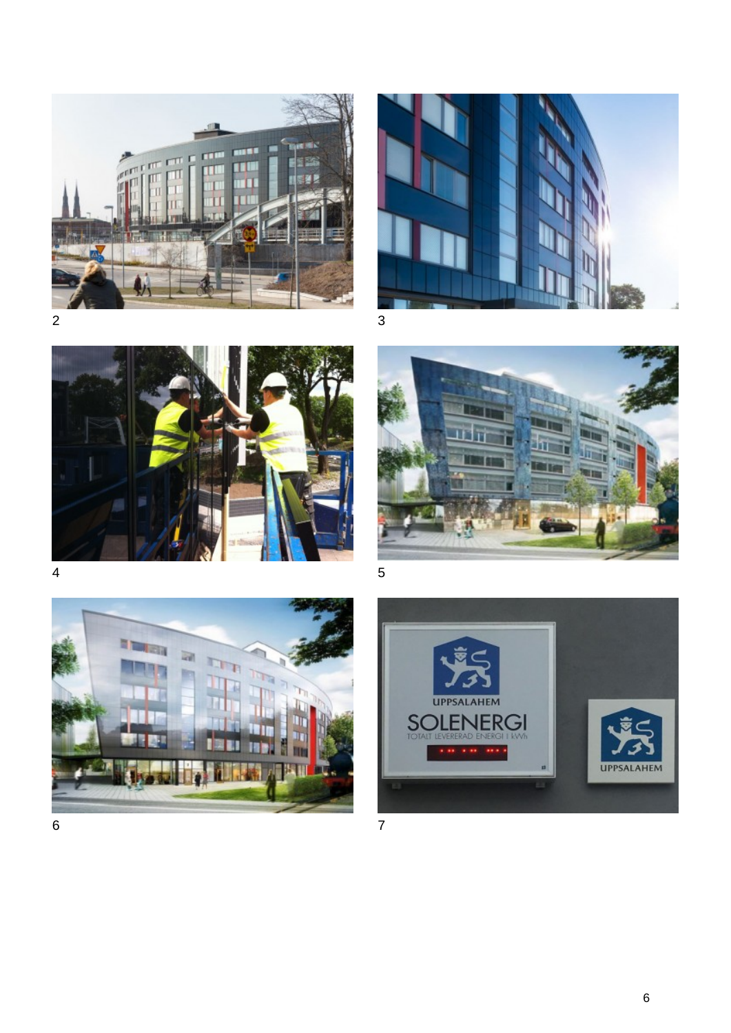2

3

4

5

6

7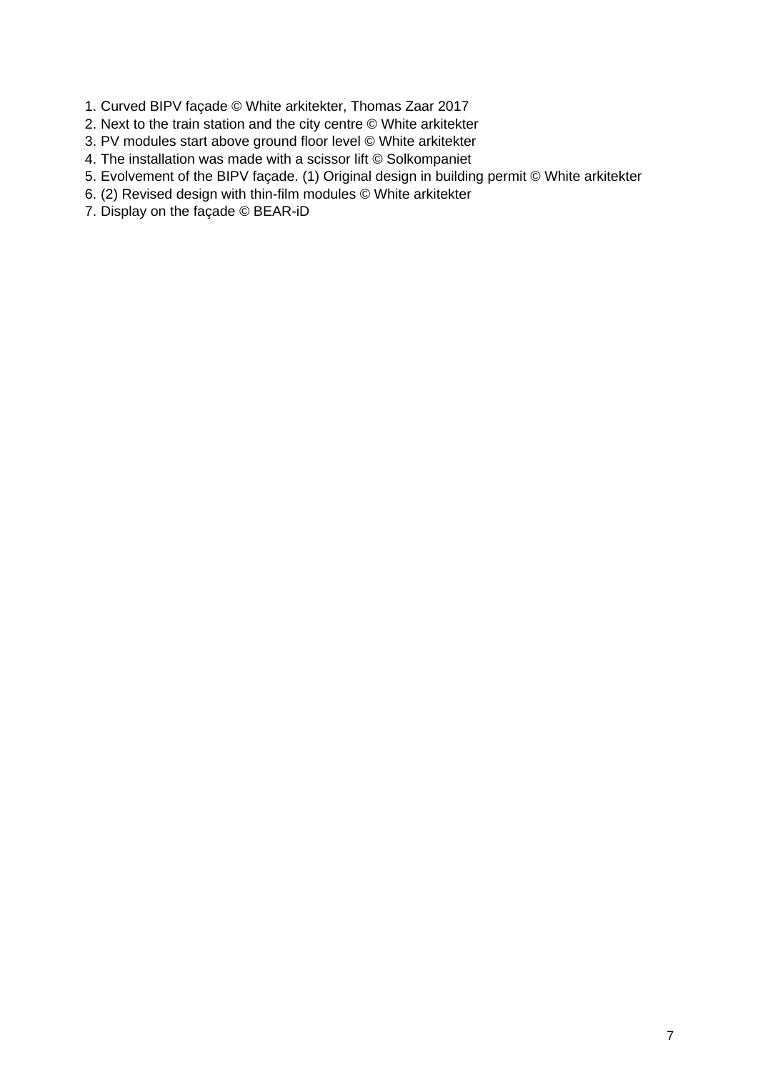1. Curved BIPV façade © White arkitekter, Thomas Zaar 2017
2. Next to the train station and the city centre © White arkitekter
3. PV modules start above ground floor level © White arkitekter
4. The installation was made with a scissor lift © Solkompaniet
5. Evolvement of the BIPV façade. (1) Original design in building permit © White arkitekter
6. (2) Revised design with thin-film modules © White arkitekter
7. Display on the façade © BEAR-iD